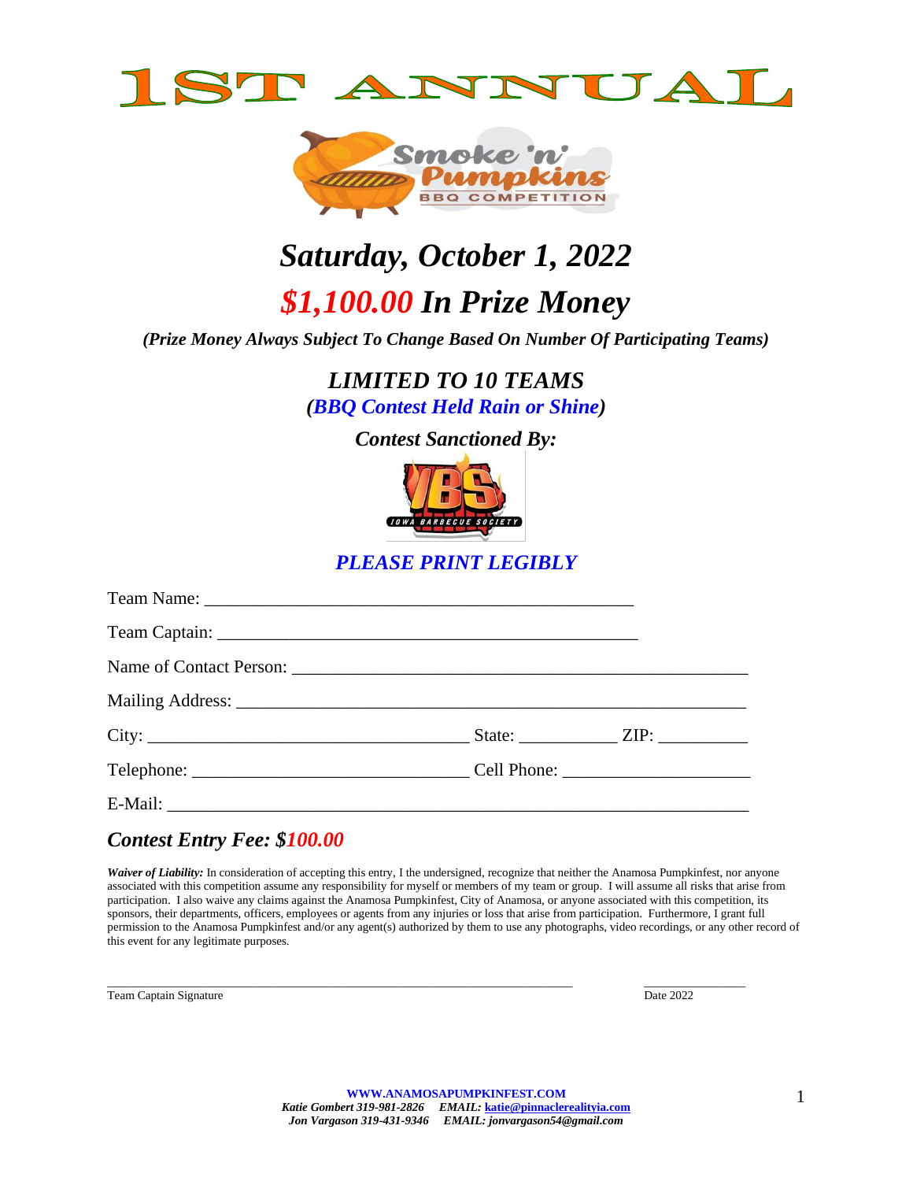# 1ST ANNUAL

Smoke 'n' Pumpkins BBQ COMPETITION

## *Saturday, October 1, 2022*

## *$1,100.00 In Prize Money*

***(Prize Money Always Subject To Change Based On Number Of Participating Teams)***

***LIMITED TO 10 TEAMS***

***(BBQ Contest Held Rain or Shine)***

***Contest Sanctioned By:***

IBS IOWA BARBECUE SOCIETY

***PLEASE PRINT LEGIBLY***

Team Name: _______________________________________________

Team Captain: _______________________________________________

Name of Contact Person: __________________________________________________

Mailing Address: __________________________________________________________

City: ___________________________________ State: ___________ ZIP: __________

Telephone: _______________________________ Cell Phone: _____________________

E-Mail: __________________________________________________________________

***Contest Entry Fee: $100.00***

***Waiver of Liability:*** In consideration of accepting this entry, I the undersigned, recognize that neither the Anamosa Pumpkinfest, nor anyone associated with this competition assume any responsibility for myself or members of my team or group. I will assume all risks that arise from participation. I also waive any claims against the Anamosa Pumpkinfest, City of Anamosa, or anyone associated with this competition, its sponsors, their departments, officers, employees or agents from any injuries or loss that arise from participation. Furthermore, I grant full permission to the Anamosa Pumpkinfest and/or any agent(s) authorized by them to use any photographs, video recordings, or any other record of this event for any legitimate purposes.

_________________________________________________________________ ______________

Team Captain Signature Date 2022

**WWW.ANAMOSAPUMPKINFEST.COM**

***Katie Gombert 319-981-2826 EMAIL: katie@pinnaclerealityia.com***

***Jon Vargason 319-431-9346 EMAIL: jonvargason54@gmail.com***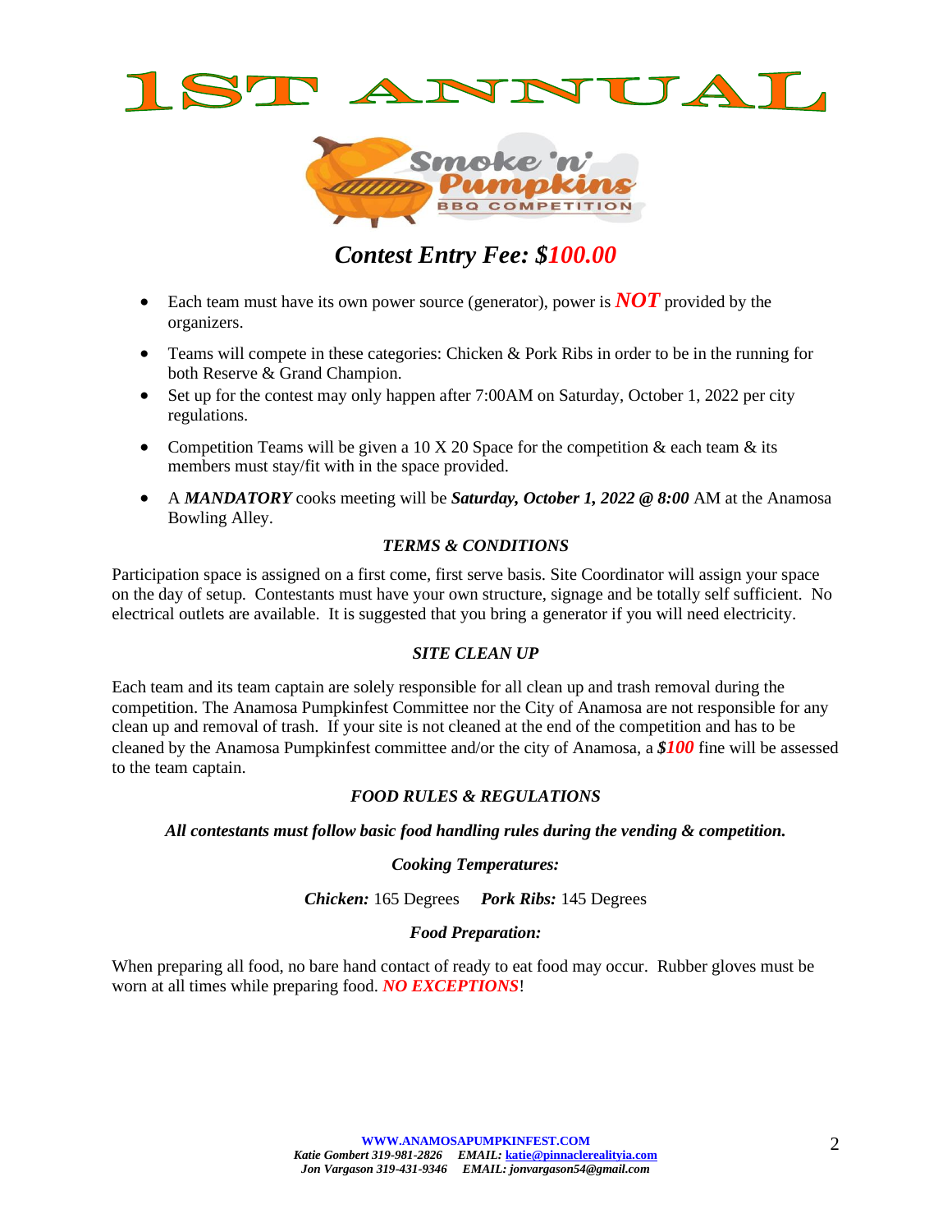# 1ST ANNUAL

Smoke 'n' Pumpkins BBQ COMPETITION

## *Contest Entry Fee: $100.00*

- Each team must have its own power source (generator), power is ***NOT*** provided by the organizers.
- Teams will compete in these categories: Chicken & Pork Ribs in order to be in the running for both Reserve & Grand Champion.
- Set up for the contest may only happen after 7:00AM on Saturday, October 1, 2022 per city regulations.
- Competition Teams will be given a 10 X 20 Space for the competition & each team & its members must stay/fit with in the space provided.
- A ***MANDATORY*** cooks meeting will be ***Saturday, October 1, 2022 @ 8:00*** AM at the Anamosa Bowling Alley.

### *TERMS & CONDITIONS*

Participation space is assigned on a first come, first serve basis. Site Coordinator will assign your space on the day of setup. Contestants must have your own structure, signage and be totally self sufficient. No electrical outlets are available. It is suggested that you bring a generator if you will need electricity.

### *SITE CLEAN UP*

Each team and its team captain are solely responsible for all clean up and trash removal during the competition. The Anamosa Pumpkinfest Committee nor the City of Anamosa are not responsible for any clean up and removal of trash. If your site is not cleaned at the end of the competition and has to be cleaned by the Anamosa Pumpkinfest committee and/or the city of Anamosa, a ***$100*** fine will be assessed to the team captain.

### *FOOD RULES & REGULATIONS*

***All contestants must follow basic food handling rules during the vending & competition.***

***Cooking Temperatures:***

***Chicken:*** 165 Degrees ***Pork Ribs:*** 145 Degrees

***Food Preparation:***

When preparing all food, no bare hand contact of ready to eat food may occur. Rubber gloves must be worn at all times while preparing food. ***NO EXCEPTIONS***!

**WWW.ANAMOSAPUMPKINFEST.COM**
***Katie Gombert 319-981-2826 EMAIL: katie@pinnaclerealityia.com***
***Jon Vargason 319-431-9346 EMAIL: jonvargason54@gmail.com***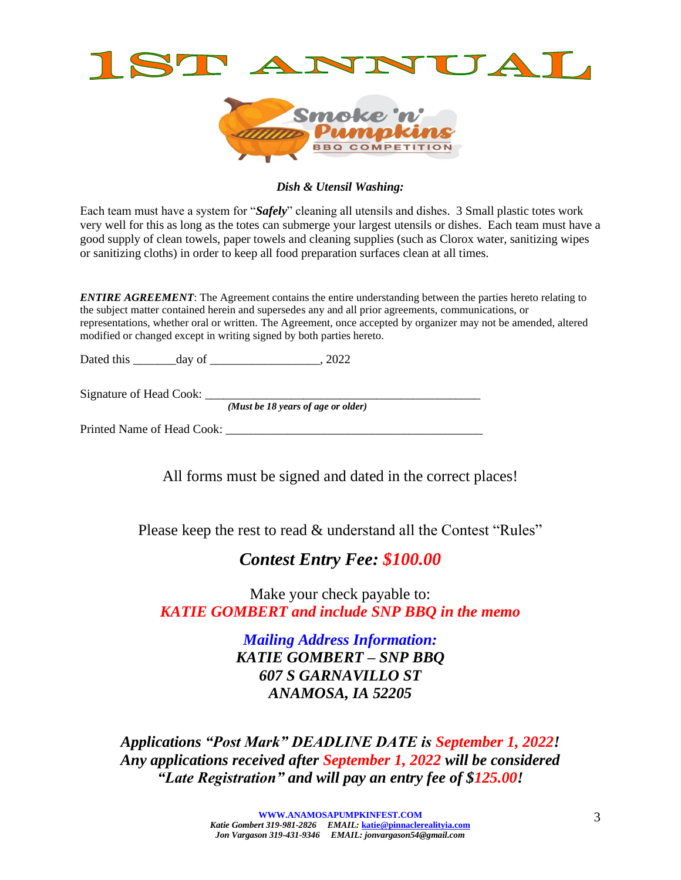# 1ST ANNUAL

Smoke 'n' Pumpkins BBQ COMPETITION

***Dish & Utensil Washing:***

Each team must have a system for "***Safely***" cleaning all utensils and dishes. 3 Small plastic totes work very well for this as long as the totes can submerge your largest utensils or dishes. Each team must have a good supply of clean towels, paper towels and cleaning supplies (such as Clorox water, sanitizing wipes or sanitizing cloths) in order to keep all food preparation surfaces clean at all times.

***ENTIRE AGREEMENT***: The Agreement contains the entire understanding between the parties hereto relating to the subject matter contained herein and supersedes any and all prior agreements, communications, or representations, whether oral or written. The Agreement, once accepted by organizer may not be amended, altered modified or changed except in writing signed by both parties hereto.

Dated this _______day of __________________, 2022

Signature of Head Cook: ______________________________________________

***(Must be 18 years of age or older)***

Printed Name of Head Cook: __________________________________________

All forms must be signed and dated in the correct places!

Please keep the rest to read & understand all the Contest "Rules"

***Contest Entry Fee: $100.00***

Make your check payable to:
***KATIE GOMBERT and include SNP BBQ in the memo***

***Mailing Address Information:***
***KATIE GOMBERT – SNP BBQ***
***607 S GARNAVILLO ST***
***ANAMOSA, IA 52205***

***Applications "Post Mark" DEADLINE DATE is September 1, 2022!***
***Any applications received after September 1, 2022 will be considered "Late Registration" and will pay an entry fee of $125.00!***

**WWW.ANAMOSAPUMPKINFEST.COM**
***Katie Gombert 319-981-2826 EMAIL: katie@pinnaclerealityia.com***
***Jon Vargason 319-431-9346 EMAIL: jonvargason54@gmail.com***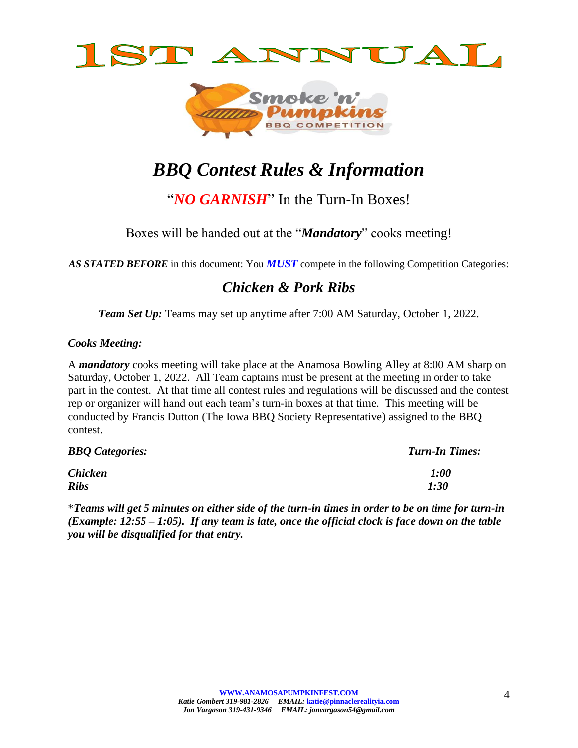# 1ST ANNUAL

Smoke 'n' Pumpkins BBQ COMPETITION

## *BBQ Contest Rules & Information*

"***NO GARNISH***" In the Turn-In Boxes!

Boxes will be handed out at the "***Mandatory***" cooks meeting!

***AS STATED BEFORE*** in this document: You ***MUST*** compete in the following Competition Categories:

### *Chicken & Pork Ribs*

***Team Set Up:*** Teams may set up anytime after 7:00 AM Saturday, October 1, 2022.

***Cooks Meeting:***

A ***mandatory*** cooks meeting will take place at the Anamosa Bowling Alley at 8:00 AM sharp on Saturday, October 1, 2022. All Team captains must be present at the meeting in order to take part in the contest. At that time all contest rules and regulations will be discussed and the contest rep or organizer will hand out each team's turn-in boxes at that time. This meeting will be conducted by Francis Dutton (The Iowa BBQ Society Representative) assigned to the BBQ contest.

| ***BBQ Categories:*** | ***Turn-In Times:*** |
|---|---|
| ***Chicken*** | ***1:00*** |
| ***Ribs*** | ***1:30*** |

\****Teams will get 5 minutes on either side of the turn-in times in order to be on time for turn-in (Example: 12:55 – 1:05). If any team is late, once the official clock is face down on the table you will be disqualified for that entry.***

**WWW.ANAMOSAPUMPKINFEST.COM**
***Katie Gombert 319-981-2826 EMAIL: katie@pinnaclerealityia.com***
***Jon Vargason 319-431-9346 EMAIL: jonvargason54@gmail.com***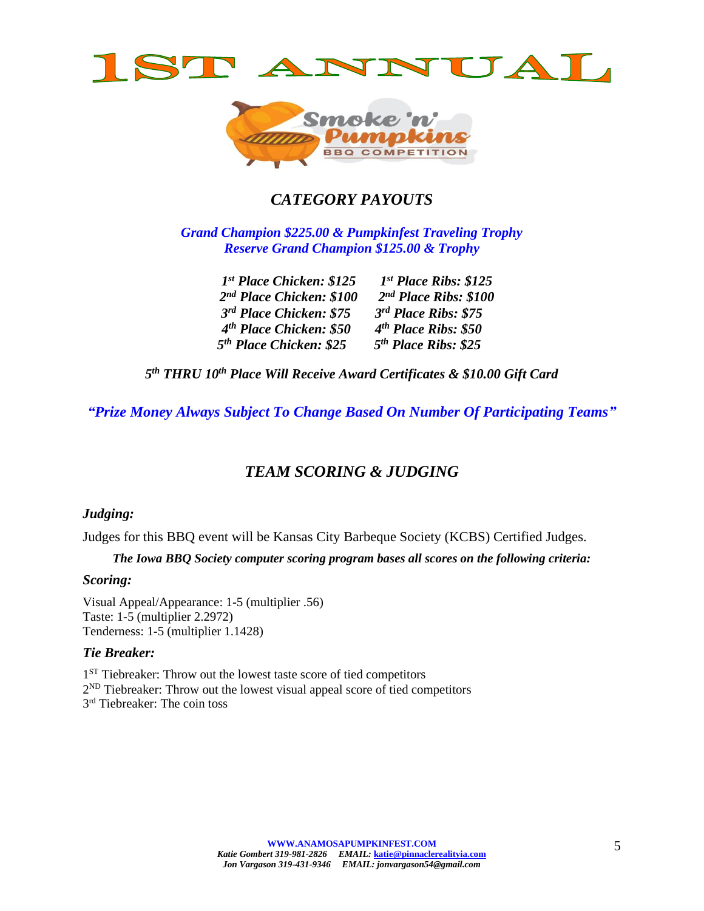# 1ST ANNUAL

Smoke 'n' Pumpkins BBQ COMPETITION

## *CATEGORY PAYOUTS*

***Grand Champion $225.00 & Pumpkinfest Traveling Trophy***
***Reserve Grand Champion $125.00 & Trophy***

| Chicken | Ribs |
|---|---|
| ***1st Place Chicken: $125*** | ***1st Place Ribs: $125*** |
| ***2nd Place Chicken: $100*** | ***2nd Place Ribs: $100*** |
| ***3rd Place Chicken: $75*** | ***3rd Place Ribs: $75*** |
| ***4th Place Chicken: $50*** | ***4th Place Ribs: $50*** |
| ***5th Place Chicken: $25*** | ***5th Place Ribs: $25*** |

***5th THRU 10th Place Will Receive Award Certificates & $10.00 Gift Card***

***"Prize Money Always Subject To Change Based On Number Of Participating Teams"***

## *TEAM SCORING & JUDGING*

### *Judging:*

Judges for this BBQ event will be Kansas City Barbeque Society (KCBS) Certified Judges.

***The Iowa BBQ Society computer scoring program bases all scores on the following criteria:***

### *Scoring:*

Visual Appeal/Appearance: 1-5 (multiplier .56)
Taste: 1-5 (multiplier 2.2972)
Tenderness: 1-5 (multiplier 1.1428)

### *Tie Breaker:*

1ST Tiebreaker: Throw out the lowest taste score of tied competitors
2ND Tiebreaker: Throw out the lowest visual appeal score of tied competitors
3rd Tiebreaker: The coin toss

**WWW.ANAMOSAPUMPKINFEST.COM**
***Katie Gombert 319-981-2826 EMAIL: katie@pinnaclerealityia.com***
***Jon Vargason 319-431-9346 EMAIL: jonvargason54@gmail.com***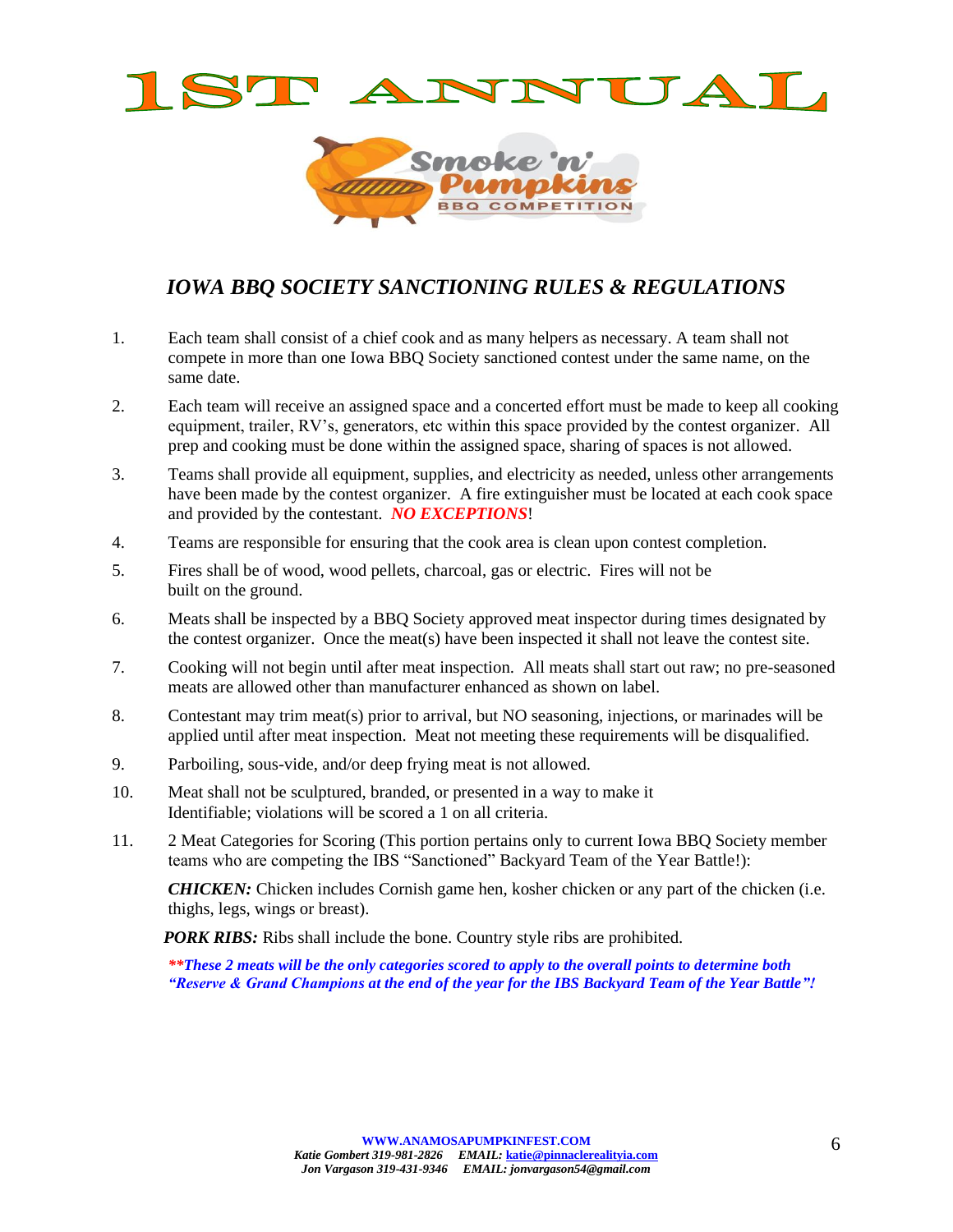# 1ST ANNUAL

Smoke 'n' Pumpkins BBQ COMPETITION

## *IOWA BBQ SOCIETY SANCTIONING RULES & REGULATIONS*

1. Each team shall consist of a chief cook and as many helpers as necessary. A team shall not compete in more than one Iowa BBQ Society sanctioned contest under the same name, on the same date.
2. Each team will receive an assigned space and a concerted effort must be made to keep all cooking equipment, trailer, RV's, generators, etc within this space provided by the contest organizer. All prep and cooking must be done within the assigned space, sharing of spaces is not allowed.
3. Teams shall provide all equipment, supplies, and electricity as needed, unless other arrangements have been made by the contest organizer. A fire extinguisher must be located at each cook space and provided by the contestant. ***NO EXCEPTIONS***!
4. Teams are responsible for ensuring that the cook area is clean upon contest completion.
5. Fires shall be of wood, wood pellets, charcoal, gas or electric. Fires will not be built on the ground.
6. Meats shall be inspected by a BBQ Society approved meat inspector during times designated by the contest organizer. Once the meat(s) have been inspected it shall not leave the contest site.
7. Cooking will not begin until after meat inspection. All meats shall start out raw; no pre-seasoned meats are allowed other than manufacturer enhanced as shown on label.
8. Contestant may trim meat(s) prior to arrival, but NO seasoning, injections, or marinades will be applied until after meat inspection. Meat not meeting these requirements will be disqualified.
9. Parboiling, sous-vide, and/or deep frying meat is not allowed.
10. Meat shall not be sculptured, branded, or presented in a way to make it Identifiable; violations will be scored a 1 on all criteria.
11. 2 Meat Categories for Scoring (This portion pertains only to current Iowa BBQ Society member teams who are competing the IBS "Sanctioned" Backyard Team of the Year Battle!):

    ***CHICKEN:*** Chicken includes Cornish game hen, kosher chicken or any part of the chicken (i.e. thighs, legs, wings or breast).

    ***PORK RIBS:*** Ribs shall include the bone. Country style ribs are prohibited.

    ***\*\*These 2 meats will be the only categories scored to apply to the overall points to determine both "Reserve & Grand Champions at the end of the year for the IBS Backyard Team of the Year Battle"!***

**WWW.ANAMOSAPUMPKINFEST.COM**
***Katie Gombert 319-981-2826 EMAIL: katie@pinnaclerealityia.com***
***Jon Vargason 319-431-9346 EMAIL: jonvargason54@gmail.com***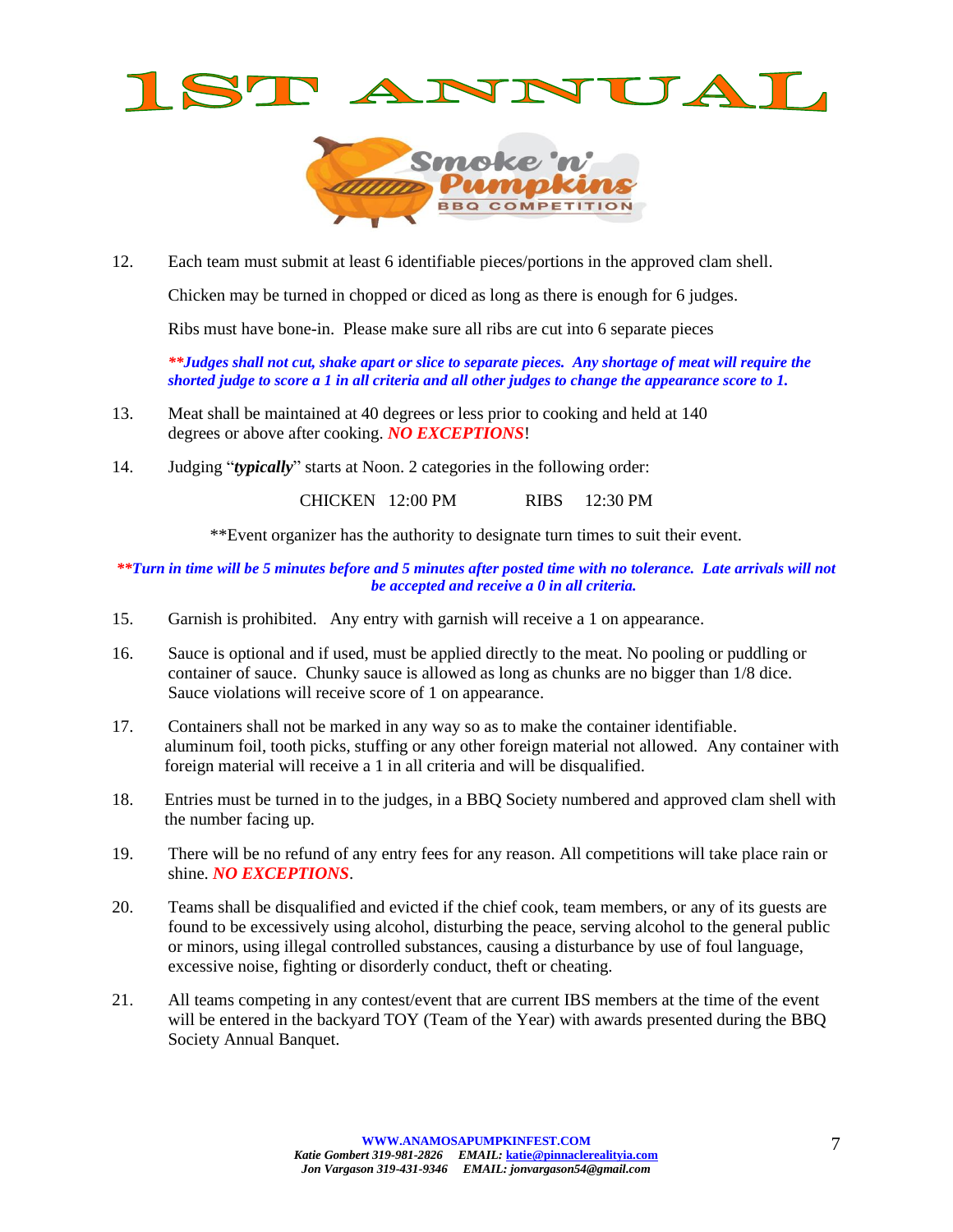# 1ST ANNUAL

Smoke 'n' Pumpkins BBQ COMPETITION

12. Each team must submit at least 6 identifiable pieces/portions in the approved clam shell.

    Chicken may be turned in chopped or diced as long as there is enough for 6 judges.

    Ribs must have bone-in. Please make sure all ribs are cut into 6 separate pieces

    ***\*\*Judges shall not cut, shake apart or slice to separate pieces. Any shortage of meat will require the shorted judge to score a 1 in all criteria and all other judges to change the appearance score to 1.***

13. Meat shall be maintained at 40 degrees or less prior to cooking and held at 140 degrees or above after cooking. ***NO EXCEPTIONS***!

14. Judging "***typically***" starts at Noon. 2 categories in the following order:

    CHICKEN 12:00 PM RIBS 12:30 PM

    **Event organizer has the authority to designate turn times to suit their event.

***\*\*Turn in time will be 5 minutes before and 5 minutes after posted time with no tolerance. Late arrivals will not be accepted and receive a 0 in all criteria.***

15. Garnish is prohibited. Any entry with garnish will receive a 1 on appearance.

16. Sauce is optional and if used, must be applied directly to the meat. No pooling or puddling or container of sauce. Chunky sauce is allowed as long as chunks are no bigger than 1/8 dice. Sauce violations will receive score of 1 on appearance.

17. Containers shall not be marked in any way so as to make the container identifiable. aluminum foil, tooth picks, stuffing or any other foreign material not allowed. Any container with foreign material will receive a 1 in all criteria and will be disqualified.

18. Entries must be turned in to the judges, in a BBQ Society numbered and approved clam shell with the number facing up.

19. There will be no refund of any entry fees for any reason. All competitions will take place rain or shine. ***NO EXCEPTIONS***.

20. Teams shall be disqualified and evicted if the chief cook, team members, or any of its guests are found to be excessively using alcohol, disturbing the peace, serving alcohol to the general public or minors, using illegal controlled substances, causing a disturbance by use of foul language, excessive noise, fighting or disorderly conduct, theft or cheating.

21. All teams competing in any contest/event that are current IBS members at the time of the event will be entered in the backyard TOY (Team of the Year) with awards presented during the BBQ Society Annual Banquet.

**WWW.ANAMOSAPUMPKINFEST.COM**
***Katie Gombert 319-981-2826 EMAIL: katie@pinnaclerealityia.com***
***Jon Vargason 319-431-9346 EMAIL: jonvargason54@gmail.com***